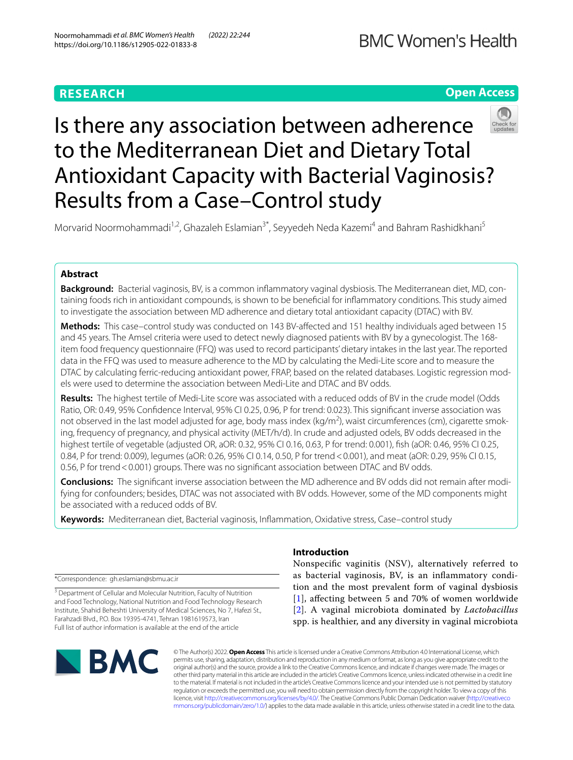**RESEARCH** **Open Access**

# Is there any association between adherence to the Mediterranean Diet and Dietary Total Antioxidant Capacity with Bacterial Vaginosis? Results from a Case–Control study

Morvarid Noormohammadi[1,2], Ghazaleh Eslamian[3*], Seyyedeh Neda Kazemi[4] and Bahram Rashidkhani[5]

## Abstract

**Background:** Bacterial vaginosis, BV, is a common inflammatory vaginal dysbiosis. The Mediterranean diet, MD, containing foods rich in antioxidant compounds, is shown to be beneficial for inflammatory conditions. This study aimed to investigate the association between MD adherence and dietary total antioxidant capacity (DTAC) with BV.

**Methods:** This case–control study was conducted on 143 BV-affected and 151 healthy individuals aged between 15 and 45 years. The Amsel criteria were used to detect newly diagnosed patients with BV by a gynecologist. The 168-item food frequency questionnaire (FFQ) was used to record participants' dietary intakes in the last year. The reported data in the FFQ was used to measure adherence to the MD by calculating the Medi-Lite score and to measure the DTAC by calculating ferric-reducing antioxidant power, FRAP, based on the related databases. Logistic regression models were used to determine the association between Medi-Lite and DTAC and BV odds.

**Results:** The highest tertile of Medi-Lite score was associated with a reduced odds of BV in the crude model (Odds Ratio, OR: 0.49, 95% Confidence Interval, 95% CI 0.25, 0.96, P for trend: 0.023). This significant inverse association was not observed in the last model adjusted for age, body mass index (kg/m$^2$), waist circumferences (cm), cigarette smoking, frequency of pregnancy, and physical activity (MET/h/d). In crude and adjusted odels, BV odds decreased in the highest tertile of vegetable (adjusted OR, aOR: 0.32, 95% CI 0.16, 0.63, P for trend: 0.001), fish (aOR: 0.46, 95% CI 0.25, 0.84, P for trend: 0.009), legumes (aOR: 0.26, 95% CI 0.14, 0.50, P for trend < 0.001), and meat (aOR: 0.29, 95% CI 0.15, 0.56, P for trend < 0.001) groups. There was no significant association between DTAC and BV odds.

**Conclusions:** The significant inverse association between the MD adherence and BV odds did not remain after modifying for confounders; besides, DTAC was not associated with BV odds. However, some of the MD components might be associated with a reduced odds of BV.

**Keywords:** Mediterranean diet, Bacterial vaginosis, Inflammation, Oxidative stress, Case–control study

## Introduction

Nonspecific vaginitis (NSV), alternatively referred to as bacterial vaginosis, BV, is an inflammatory condition and the most prevalent form of vaginal dysbiosis [1], affecting between 5 and 70% of women worldwide [2]. A vaginal microbiota dominated by *Lactobacillus* spp. is healthier, and any diversity in vaginal microbiota

*Correspondence: gh.eslamian@sbmu.ac.ir

[3] Department of Cellular and Molecular Nutrition, Faculty of Nutrition and Food Technology, National Nutrition and Food Technology Research Institute, Shahid Beheshti University of Medical Sciences, No 7, Hafezi St., Farahzadi Blvd., P.O. Box 19395-4741, Tehran 1981619573, Iran
Full list of author information is available at the end of the article

© The Author(s) 2022. **Open Access** This article is licensed under a Creative Commons Attribution 4.0 International License, which permits use, sharing, adaptation, distribution and reproduction in any medium or format, as long as you give appropriate credit to the original author(s) and the source, provide a link to the Creative Commons licence, and indicate if changes were made. The images or other third party material in this article are included in the article's Creative Commons licence, unless indicated otherwise in a credit line to the material. If material is not included in the article's Creative Commons licence and your intended use is not permitted by statutory regulation or exceeds the permitted use, you will need to obtain permission directly from the copyright holder. To view a copy of this licence, visit http://creativecommons.org/licenses/by/4.0/. The Creative Commons Public Domain Dedication waiver (http://creativecommons.org/publicdomain/zero/1.0/) applies to the data made available in this article, unless otherwise stated in a credit line to the data.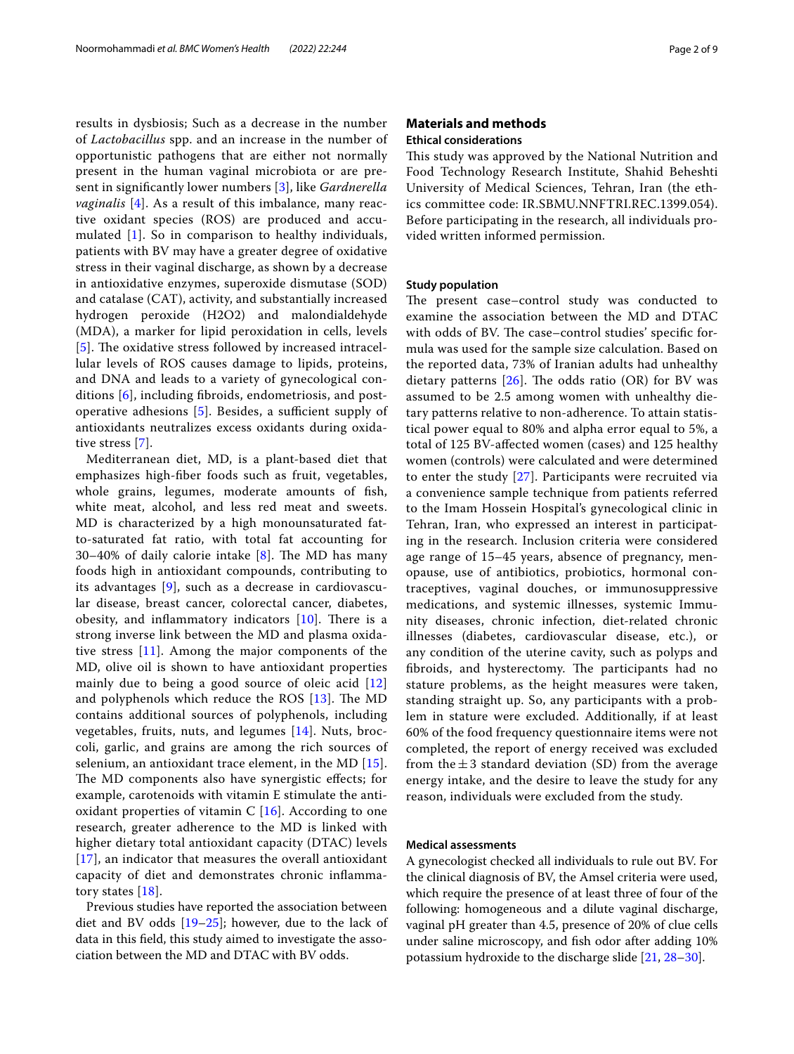results in dysbiosis; Such as a decrease in the number of *Lactobacillus* spp. and an increase in the number of opportunistic pathogens that are either not normally present in the human vaginal microbiota or are present in significantly lower numbers [3], like *Gardnerella vaginalis* [4]. As a result of this imbalance, many reactive oxidant species (ROS) are produced and accumulated [1]. So in comparison to healthy individuals, patients with BV may have a greater degree of oxidative stress in their vaginal discharge, as shown by a decrease in antioxidative enzymes, superoxide dismutase (SOD) and catalase (CAT), activity, and substantially increased hydrogen peroxide ($H2O2$) and malondialdehyde (MDA), a marker for lipid peroxidation in cells, levels [5]. The oxidative stress followed by increased intracellular levels of ROS causes damage to lipids, proteins, and DNA and leads to a variety of gynecological conditions [6], including fibroids, endometriosis, and post-operative adhesions [5]. Besides, a sufficient supply of antioxidants neutralizes excess oxidants during oxidative stress [7].

Mediterranean diet, MD, is a plant-based diet that emphasizes high-fiber foods such as fruit, vegetables, whole grains, legumes, moderate amounts of fish, white meat, alcohol, and less red meat and sweets. MD is characterized by a high monounsaturated fat-to-saturated fat ratio, with total fat accounting for 30–40% of daily calorie intake [8]. The MD has many foods high in antioxidant compounds, contributing to its advantages [9], such as a decrease in cardiovascular disease, breast cancer, colorectal cancer, diabetes, obesity, and inflammatory indicators [10]. There is a strong inverse link between the MD and plasma oxidative stress [11]. Among the major components of the MD, olive oil is shown to have antioxidant properties mainly due to being a good source of oleic acid [12] and polyphenols which reduce the ROS [13]. The MD contains additional sources of polyphenols, including vegetables, fruits, nuts, and legumes [14]. Nuts, broccoli, garlic, and grains are among the rich sources of selenium, an antioxidant trace element, in the MD [15]. The MD components also have synergistic effects; for example, carotenoids with vitamin E stimulate the antioxidant properties of vitamin C [16]. According to one research, greater adherence to the MD is linked with higher dietary total antioxidant capacity (DTAC) levels [17], an indicator that measures the overall antioxidant capacity of diet and demonstrates chronic inflammatory states [18].

Previous studies have reported the association between diet and BV odds [19–25]; however, due to the lack of data in this field, this study aimed to investigate the association between the MD and DTAC with BV odds.

## Materials and methods

### Ethical considerations

This study was approved by the National Nutrition and Food Technology Research Institute, Shahid Beheshti University of Medical Sciences, Tehran, Iran (the ethics committee code: IR.SBMU.NNFTRI.REC.1399.054). Before participating in the research, all individuals provided written informed permission.

### Study population

The present case–control study was conducted to examine the association between the MD and DTAC with odds of BV. The case–control studies' specific formula was used for the sample size calculation. Based on the reported data, 73% of Iranian adults had unhealthy dietary patterns [26]. The odds ratio (OR) for BV was assumed to be 2.5 among women with unhealthy dietary patterns relative to non-adherence. To attain statistical power equal to 80% and alpha error equal to 5%, a total of 125 BV-affected women (cases) and 125 healthy women (controls) were calculated and were determined to enter the study [27]. Participants were recruited via a convenience sample technique from patients referred to the Imam Hossein Hospital's gynecological clinic in Tehran, Iran, who expressed an interest in participating in the research. Inclusion criteria were considered age range of 15–45 years, absence of pregnancy, menopause, use of antibiotics, probiotics, hormonal contraceptives, vaginal douches, or immunosuppressive medications, and systemic illnesses, systemic Immunity diseases, chronic infection, diet-related chronic illnesses (diabetes, cardiovascular disease, etc.), or any condition of the uterine cavity, such as polyps and fibroids, and hysterectomy. The participants had no stature problems, as the height measures were taken, standing straight up. So, any participants with a problem in stature were excluded. Additionally, if at least 60% of the food frequency questionnaire items were not completed, the report of energy received was excluded from the ±3 standard deviation (SD) from the average energy intake, and the desire to leave the study for any reason, individuals were excluded from the study.

### Medical assessments

A gynecologist checked all individuals to rule out BV. For the clinical diagnosis of BV, the Amsel criteria were used, which require the presence of at least three of four of the following: homogeneous and a dilute vaginal discharge, vaginal pH greater than 4.5, presence of 20% of clue cells under saline microscopy, and fish odor after adding 10% potassium hydroxide to the discharge slide [21, 28–30].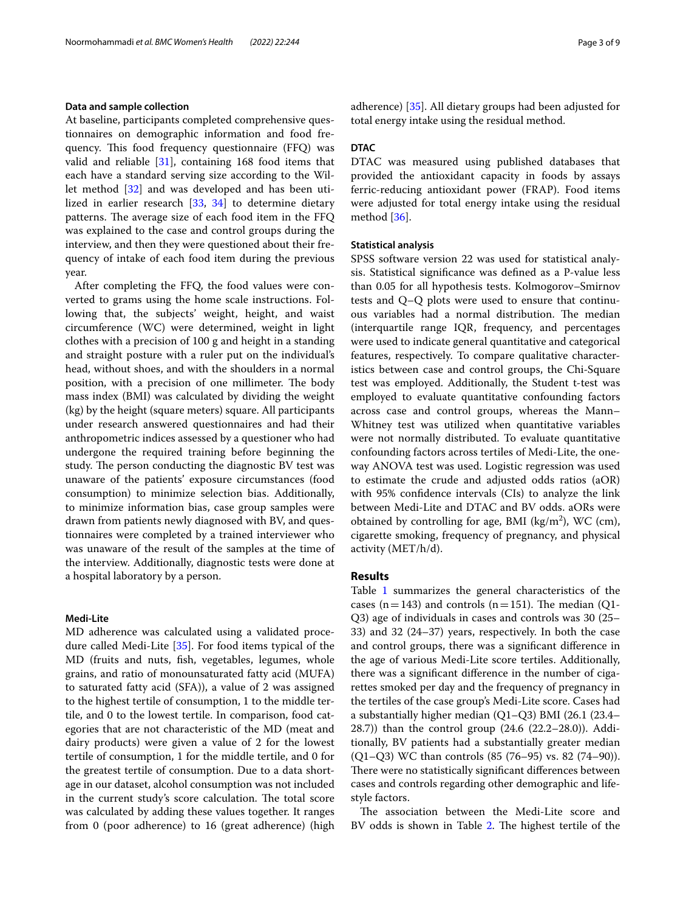### Data and sample collection

At baseline, participants completed comprehensive questionnaires on demographic information and food frequency. This food frequency questionnaire (FFQ) was valid and reliable [31], containing 168 food items that each have a standard serving size according to the Willet method [32] and was developed and has been utilized in earlier research [33, 34] to determine dietary patterns. The average size of each food item in the FFQ was explained to the case and control groups during the interview, and then they were questioned about their frequency of intake of each food item during the previous year.

After completing the FFQ, the food values were converted to grams using the home scale instructions. Following that, the subjects' weight, height, and waist circumference (WC) were determined, weight in light clothes with a precision of 100 g and height in a standing and straight posture with a ruler put on the individual's head, without shoes, and with the shoulders in a normal position, with a precision of one millimeter. The body mass index (BMI) was calculated by dividing the weight (kg) by the height (square meters) square. All participants under research answered questionnaires and had their anthropometric indices assessed by a questioner who had undergone the required training before beginning the study. The person conducting the diagnostic BV test was unaware of the patients' exposure circumstances (food consumption) to minimize selection bias. Additionally, to minimize information bias, case group samples were drawn from patients newly diagnosed with BV, and questionnaires were completed by a trained interviewer who was unaware of the result of the samples at the time of the interview. Additionally, diagnostic tests were done at a hospital laboratory by a person.

### Medi-Lite

MD adherence was calculated using a validated procedure called Medi-Lite [35]. For food items typical of the MD (fruits and nuts, fish, vegetables, legumes, whole grains, and ratio of monounsaturated fatty acid (MUFA) to saturated fatty acid (SFA)), a value of 2 was assigned to the highest tertile of consumption, 1 to the middle tertile, and 0 to the lowest tertile. In comparison, food categories that are not characteristic of the MD (meat and dairy products) were given a value of 2 for the lowest tertile of consumption, 1 for the middle tertile, and 0 for the greatest tertile of consumption. Due to a data shortage in our dataset, alcohol consumption was not included in the current study's score calculation. The total score was calculated by adding these values together. It ranges from 0 (poor adherence) to 16 (great adherence) (high adherence) [35]. All dietary groups had been adjusted for total energy intake using the residual method.

### DTAC

DTAC was measured using published databases that provided the antioxidant capacity in foods by assays ferric-reducing antioxidant power (FRAP). Food items were adjusted for total energy intake using the residual method [36].

### Statistical analysis

SPSS software version 22 was used for statistical analysis. Statistical significance was defined as a P-value less than 0.05 for all hypothesis tests. Kolmogorov–Smirnov tests and Q–Q plots were used to ensure that continuous variables had a normal distribution. The median (interquartile range IQR, frequency, and percentages were used to indicate general quantitative and categorical features, respectively. To compare qualitative characteristics between case and control groups, the Chi-Square test was employed. Additionally, the Student t-test was employed to evaluate quantitative confounding factors across case and control groups, whereas the Mann–Whitney test was utilized when quantitative variables were not normally distributed. To evaluate quantitative confounding factors across tertiles of Medi-Lite, the one-way ANOVA test was used. Logistic regression was used to estimate the crude and adjusted odds ratios (aOR) with 95% confidence intervals (CIs) to analyze the link between Medi-Lite and DTAC and BV odds. aORs were obtained by controlling for age, BMI (kg/m$^2$), WC (cm), cigarette smoking, frequency of pregnancy, and physical activity (MET/h/d).

## Results

Table 1 summarizes the general characteristics of the cases (n = 143) and controls (n = 151). The median (Q1-Q3) age of individuals in cases and controls was 30 (25–33) and 32 (24–37) years, respectively. In both the case and control groups, there was a significant difference in the age of various Medi-Lite score tertiles. Additionally, there was a significant difference in the number of cigarettes smoked per day and the frequency of pregnancy in the tertiles of the case group's Medi-Lite score. Cases had a substantially higher median (Q1–Q3) BMI (26.1 (23.4–28.7)) than the control group (24.6 (22.2–28.0)). Additionally, BV patients had a substantially greater median (Q1–Q3) WC than controls (85 (76–95) vs. 82 (74–90)). There were no statistically significant differences between cases and controls regarding other demographic and lifestyle factors.

The association between the Medi-Lite score and BV odds is shown in Table 2. The highest tertile of the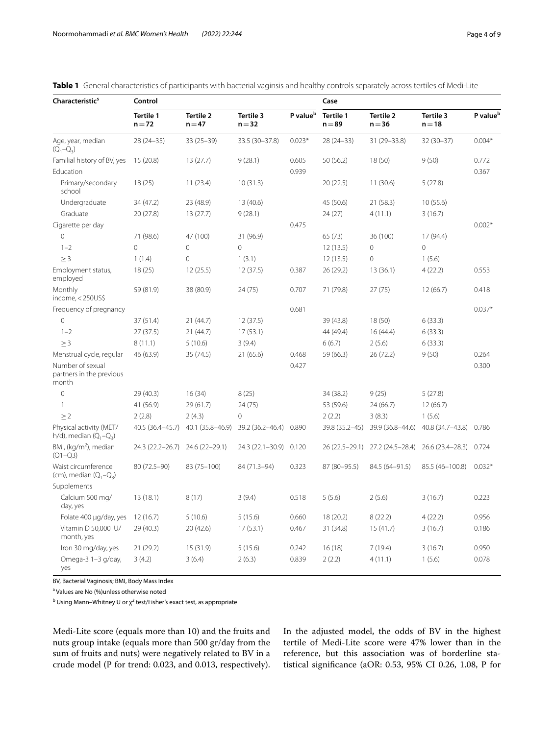**Table 1** General characteristics of participants with bacterial vaginsis and healthy controls separately across tertiles of Medi-Lite

| Characteristic[a] | Control | | | | Case | | | |
|---|---|---|---|---|---|---|---|---|
| | Tertile 1 n = 72 | Tertile 2 n = 47 | Tertile 3 n = 32 | P value[b] | Tertile 1 n = 89 | Tertile 2 n = 36 | Tertile 3 n = 18 | P value[b] |
| Age, year, median ($Q_1$–$Q_3$) | 28 (24–35) | 33 (25–39) | 33.5 (30–37.8) | 0.023* | 28 (24–33) | 31 (29–33.8) | 32 (30–37) | 0.004* |
| Familial history of BV, yes | 15 (20.8) | 13 (27.7) | 9 (28.1) | 0.605 | 50 (56.2) | 18 (50) | 9 (50) | 0.772 |
| Education | | | | 0.939 | | | | 0.367 |
| Primary/secondary school | 18 (25) | 11 (23.4) | 10 (31.3) | | 20 (22.5) | 11 (30.6) | 5 (27.8) | |
| Undergraduate | 34 (47.2) | 23 (48.9) | 13 (40.6) | | 45 (50.6) | 21 (58.3) | 10 (55.6) | |
| Graduate | 20 (27.8) | 13 (27.7) | 9 (28.1) | | 24 (27) | 4 (11.1) | 3 (16.7) | |
| Cigarette per day | | | | 0.475 | | | | 0.002* |
| 0 | 71 (98.6) | 47 (100) | 31 (96.9) | | 65 (73) | 36 (100) | 17 (94.4) | |
| 1–2 | 0 | 0 | 0 | | 12 (13.5) | 0 | 0 | |
| ≥ 3 | 1 (1.4) | 0 | 1 (3.1) | | 12 (13.5) | 0 | 1 (5.6) | |
| Employment status, employed | 18 (25) | 12 (25.5) | 12 (37.5) | 0.387 | 26 (29.2) | 13 (36.1) | 4 (22.2) | 0.553 |
| Monthly income, < 250US$ | 59 (81.9) | 38 (80.9) | 24 (75) | 0.707 | 71 (79.8) | 27 (75) | 12 (66.7) | 0.418 |
| Frequency of pregnancy | | | | 0.681 | | | | 0.037* |
| 0 | 37 (51.4) | 21 (44.7) | 12 (37.5) | | 39 (43.8) | 18 (50) | 6 (33.3) | |
| 1–2 | 27 (37.5) | 21 (44.7) | 17 (53.1) | | 44 (49.4) | 16 (44.4) | 6 (33.3) | |
| ≥ 3 | 8 (11.1) | 5 (10.6) | 3 (9.4) | | 6 (6.7) | 2 (5.6) | 6 (33.3) | |
| Menstrual cycle, regular | 46 (63.9) | 35 (74.5) | 21 (65.6) | 0.468 | 59 (66.3) | 26 (72.2) | 9 (50) | 0.264 |
| Number of sexual partners in the previous month | | | | 0.427 | | | | 0.300 |
| 0 | 29 (40.3) | 16 (34) | 8 (25) | | 34 (38.2) | 9 (25) | 5 (27.8) | |
| 1 | 41 (56.9) | 29 (61.7) | 24 (75) | | 53 (59.6) | 24 (66.7) | 12 (66.7) | |
| ≥ 2 | 2 (2.8) | 2 (4.3) | 0 | | 2 (2.2) | 3 (8.3) | 1 (5.6) | |
| Physical activity (MET/h/d), median ($Q_1$–$Q_3$) | 40.5 (36.4–45.7) | 40.1 (35.8–46.9) | 39.2 (36.2–46.4) | 0.890 | 39.8 (35.2–45) | 39.9 (36.8–44.6) | 40.8 (34.7–43.8) | 0.786 |
| BMI, (kg/m$^2$), median (Q1–Q3) | 24.3 (22.2–26.7) | 24.6 (22–29.1) | 24.3 (22.1–30.9) | 0.120 | 26 (22.5–29.1) | 27.2 (24.5–28.4) | 26.6 (23.4–28.3) | 0.724 |
| Waist circumference (cm), median ($Q_1$–$Q_3$) | 80 (72.5–90) | 83 (75–100) | 84 (71.3–94) | 0.323 | 87 (80–95.5) | 84.5 (64–91.5) | 85.5 (46–100.8) | 0.032* |
| Supplements | | | | | | | | |
| Calcium 500 mg/day, yes | 13 (18.1) | 8 (17) | 3 (9.4) | 0.518 | 5 (5.6) | 2 (5.6) | 3 (16.7) | 0.223 |
| Folate 400 µg/day, yes | 12 (16.7) | 5 (10.6) | 5 (15.6) | 0.660 | 18 (20.2) | 8 (22.2) | 4 (22.2) | 0.956 |
| Vitamin D 50,000 IU/month, yes | 29 (40.3) | 20 (42.6) | 17 (53.1) | 0.467 | 31 (34.8) | 15 (41.7) | 3 (16.7) | 0.186 |
| Iron 30 mg/day, yes | 21 (29.2) | 15 (31.9) | 5 (15.6) | 0.242 | 16 (18) | 7 (19.4) | 3 (16.7) | 0.950 |
| Omega-3 1–3 g/day, yes | 3 (4.2) | 3 (6.4) | 2 (6.3) | 0.839 | 2 (2.2) | 4 (11.1) | 1 (5.6) | 0.078 |

BV, Bacterial Vaginosis; BMI, Body Mass Index

[a] Values are No (%)unless otherwise noted

[b] Using Mann–Whitney U or $\chi^2$ test/Fisher's exact test, as appropriate

Medi-Lite score (equals more than 10) and the fruits and nuts group intake (equals more than 500 gr/day from the sum of fruits and nuts) were negatively related to BV in a crude model (P for trend: 0.023, and 0.013, respectively). In the adjusted model, the odds of BV in the highest tertile of Medi-Lite score were 47% lower than in the reference, but this association was of borderline statistical significance (aOR: 0.53, 95% CI 0.26, 1.08, P for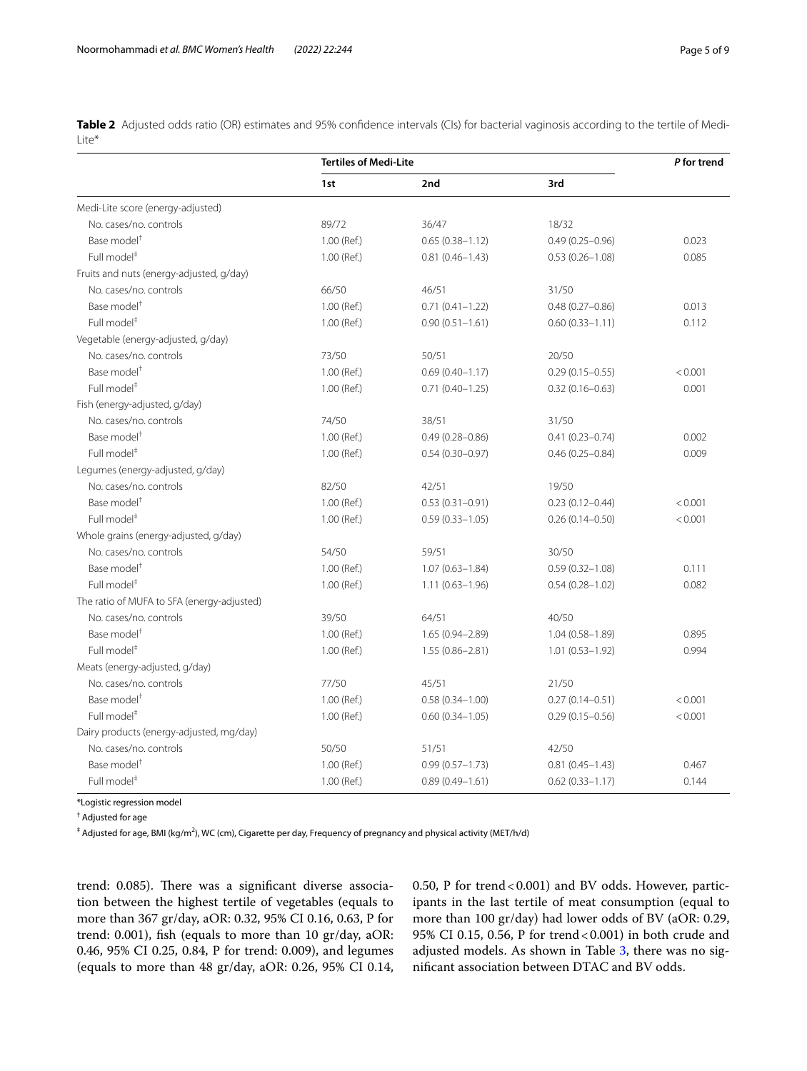**Table 2** Adjusted odds ratio (OR) estimates and 95% confidence intervals (CIs) for bacterial vaginosis according to the tertile of Medi-Lite*

| | Tertiles of Medi-Lite | | | P for trend |
|---|---|---|---|---|
| | 1st | 2nd | 3rd | |
| Medi-Lite score (energy-adjusted) | | | | |
| No. cases/no. controls | 89/72 | 36/47 | 18/32 | |
| Base model† | 1.00 (Ref.) | 0.65 (0.38–1.12) | 0.49 (0.25–0.96) | 0.023 |
| Full model‡ | 1.00 (Ref.) | 0.81 (0.46–1.43) | 0.53 (0.26–1.08) | 0.085 |
| Fruits and nuts (energy-adjusted, g/day) | | | | |
| No. cases/no. controls | 66/50 | 46/51 | 31/50 | |
| Base model† | 1.00 (Ref.) | 0.71 (0.41–1.22) | 0.48 (0.27–0.86) | 0.013 |
| Full model‡ | 1.00 (Ref.) | 0.90 (0.51–1.61) | 0.60 (0.33–1.11) | 0.112 |
| Vegetable (energy-adjusted, g/day) | | | | |
| No. cases/no. controls | 73/50 | 50/51 | 20/50 | |
| Base model† | 1.00 (Ref.) | 0.69 (0.40–1.17) | 0.29 (0.15–0.55) | < 0.001 |
| Full model‡ | 1.00 (Ref.) | 0.71 (0.40–1.25) | 0.32 (0.16–0.63) | 0.001 |
| Fish (energy-adjusted, g/day) | | | | |
| No. cases/no. controls | 74/50 | 38/51 | 31/50 | |
| Base model† | 1.00 (Ref.) | 0.49 (0.28–0.86) | 0.41 (0.23–0.74) | 0.002 |
| Full model‡ | 1.00 (Ref.) | 0.54 (0.30–0.97) | 0.46 (0.25–0.84) | 0.009 |
| Legumes (energy-adjusted, g/day) | | | | |
| No. cases/no. controls | 82/50 | 42/51 | 19/50 | |
| Base model† | 1.00 (Ref.) | 0.53 (0.31–0.91) | 0.23 (0.12–0.44) | < 0.001 |
| Full model‡ | 1.00 (Ref.) | 0.59 (0.33–1.05) | 0.26 (0.14–0.50) | < 0.001 |
| Whole grains (energy-adjusted, g/day) | | | | |
| No. cases/no. controls | 54/50 | 59/51 | 30/50 | |
| Base model† | 1.00 (Ref.) | 1.07 (0.63–1.84) | 0.59 (0.32–1.08) | 0.111 |
| Full model‡ | 1.00 (Ref.) | 1.11 (0.63–1.96) | 0.54 (0.28–1.02) | 0.082 |
| The ratio of MUFA to SFA (energy-adjusted) | | | | |
| No. cases/no. controls | 39/50 | 64/51 | 40/50 | |
| Base model† | 1.00 (Ref.) | 1.65 (0.94–2.89) | 1.04 (0.58–1.89) | 0.895 |
| Full model‡ | 1.00 (Ref.) | 1.55 (0.86–2.81) | 1.01 (0.53–1.92) | 0.994 |
| Meats (energy-adjusted, g/day) | | | | |
| No. cases/no. controls | 77/50 | 45/51 | 21/50 | |
| Base model† | 1.00 (Ref.) | 0.58 (0.34–1.00) | 0.27 (0.14–0.51) | < 0.001 |
| Full model‡ | 1.00 (Ref.) | 0.60 (0.34–1.05) | 0.29 (0.15–0.56) | < 0.001 |
| Dairy products (energy-adjusted, mg/day) | | | | |
| No. cases/no. controls | 50/50 | 51/51 | 42/50 | |
| Base model† | 1.00 (Ref.) | 0.99 (0.57–1.73) | 0.81 (0.45–1.43) | 0.467 |
| Full model‡ | 1.00 (Ref.) | 0.89 (0.49–1.61) | 0.62 (0.33–1.17) | 0.144 |

*Logistic regression model

† Adjusted for age

‡ Adjusted for age, BMI (kg/m$^2$), WC (cm), Cigarette per day, Frequency of pregnancy and physical activity (MET/h/d)

trend: 0.085). There was a significant diverse association between the highest tertile of vegetables (equals to more than 367 gr/day, aOR: 0.32, 95% CI 0.16, 0.63, P for trend: 0.001), fish (equals to more than 10 gr/day, aOR: 0.46, 95% CI 0.25, 0.84, P for trend: 0.009), and legumes (equals to more than 48 gr/day, aOR: 0.26, 95% CI 0.14, 0.50, P for trend < 0.001) and BV odds. However, participants in the last tertile of meat consumption (equal to more than 100 gr/day) had lower odds of BV (aOR: 0.29, 95% CI 0.15, 0.56, P for trend < 0.001) in both crude and adjusted models. As shown in Table 3, there was no significant association between DTAC and BV odds.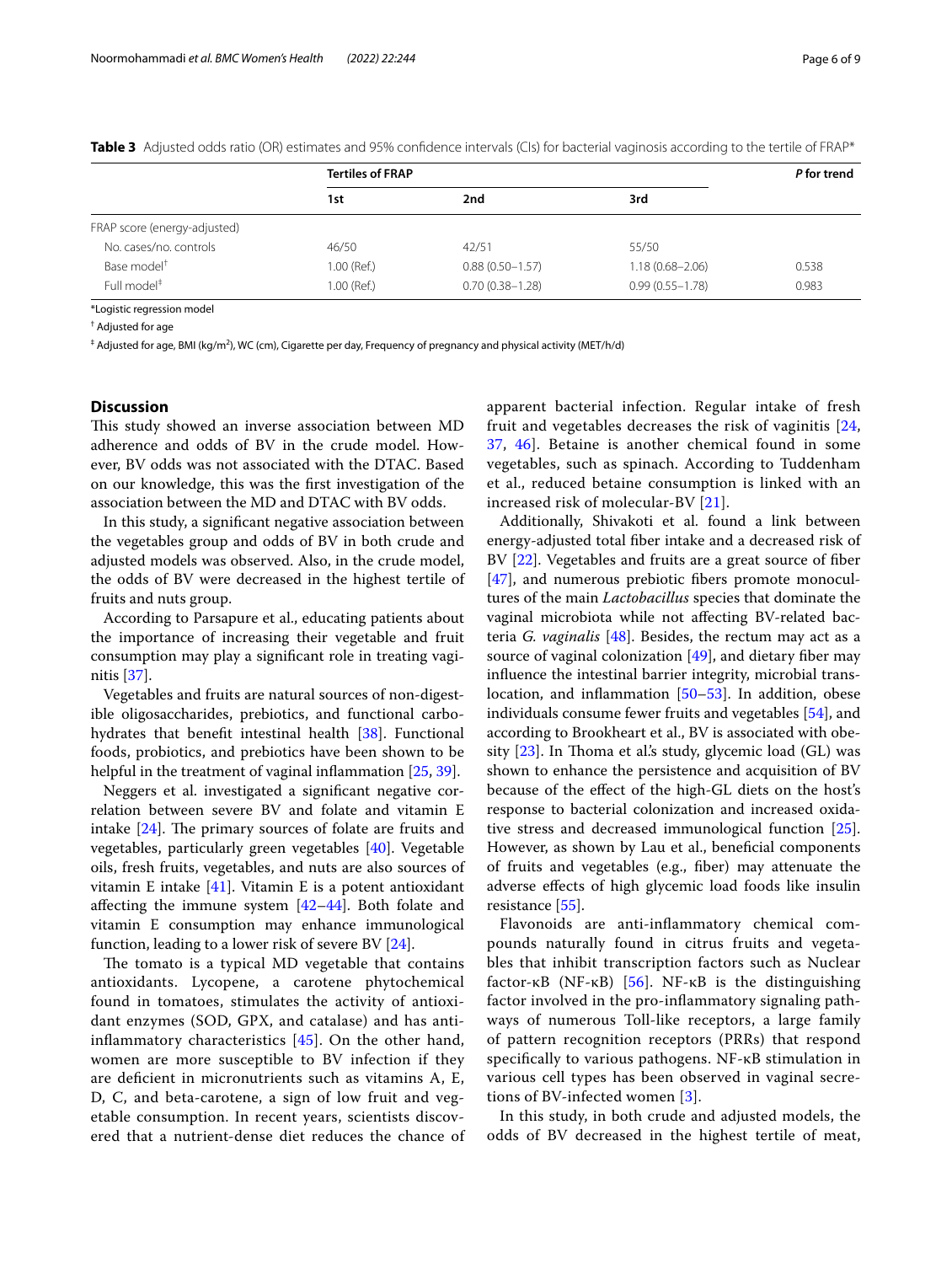**Table 3** Adjusted odds ratio (OR) estimates and 95% confidence intervals (CIs) for bacterial vaginosis according to the tertile of FRAP*

| | Tertiles of FRAP | | | P for trend |
|---|---|---|---|---|
| | 1st | 2nd | 3rd | |
| FRAP score (energy-adjusted) | | | | |
| No. cases/no. controls | 46/50 | 42/51 | 55/50 | |
| Base model[†] | 1.00 (Ref.) | 0.88 (0.50–1.57) | 1.18 (0.68–2.06) | 0.538 |
| Full model[‡] | 1.00 (Ref.) | 0.70 (0.38–1.28) | 0.99 (0.55–1.78) | 0.983 |

*Logistic regression model

[†] Adjusted for age

[‡] Adjusted for age, BMI (kg/m$^2$), WC (cm), Cigarette per day, Frequency of pregnancy and physical activity (MET/h/d)

## Discussion

This study showed an inverse association between MD adherence and odds of BV in the crude model. However, BV odds was not associated with the DTAC. Based on our knowledge, this was the first investigation of the association between the MD and DTAC with BV odds.

In this study, a significant negative association between the vegetables group and odds of BV in both crude and adjusted models was observed. Also, in the crude model, the odds of BV were decreased in the highest tertile of fruits and nuts group.

According to Parsapure et al., educating patients about the importance of increasing their vegetable and fruit consumption may play a significant role in treating vaginitis [37].

Vegetables and fruits are natural sources of non-digestible oligosaccharides, prebiotics, and functional carbohydrates that benefit intestinal health [38]. Functional foods, probiotics, and prebiotics have been shown to be helpful in the treatment of vaginal inflammation [25, 39].

Neggers et al. investigated a significant negative correlation between severe BV and folate and vitamin E intake [24]. The primary sources of folate are fruits and vegetables, particularly green vegetables [40]. Vegetable oils, fresh fruits, vegetables, and nuts are also sources of vitamin E intake [41]. Vitamin E is a potent antioxidant affecting the immune system [42–44]. Both folate and vitamin E consumption may enhance immunological function, leading to a lower risk of severe BV [24].

The tomato is a typical MD vegetable that contains antioxidants. Lycopene, a carotene phytochemical found in tomatoes, stimulates the activity of antioxidant enzymes (SOD, GPX, and catalase) and has anti-inflammatory characteristics [45]. On the other hand, women are more susceptible to BV infection if they are deficient in micronutrients such as vitamins A, E, D, C, and beta-carotene, a sign of low fruit and vegetable consumption. In recent years, scientists discovered that a nutrient-dense diet reduces the chance of apparent bacterial infection. Regular intake of fresh fruit and vegetables decreases the risk of vaginitis [24, 37, 46]. Betaine is another chemical found in some vegetables, such as spinach. According to Tuddenham et al., reduced betaine consumption is linked with an increased risk of molecular-BV [21].

Additionally, Shivakoti et al. found a link between energy-adjusted total fiber intake and a decreased risk of BV [22]. Vegetables and fruits are a great source of fiber [47], and numerous prebiotic fibers promote monocultures of the main *Lactobacillus* species that dominate the vaginal microbiota while not affecting BV-related bacteria *G. vaginalis* [48]. Besides, the rectum may act as a source of vaginal colonization [49], and dietary fiber may influence the intestinal barrier integrity, microbial translocation, and inflammation [50–53]. In addition, obese individuals consume fewer fruits and vegetables [54], and according to Brookheart et al., BV is associated with obesity [23]. In Thoma et al.'s study, glycemic load (GL) was shown to enhance the persistence and acquisition of BV because of the effect of the high-GL diets on the host's response to bacterial colonization and increased oxidative stress and decreased immunological function [25]. However, as shown by Lau et al., beneficial components of fruits and vegetables (e.g., fiber) may attenuate the adverse effects of high glycemic load foods like insulin resistance [55].

Flavonoids are anti-inflammatory chemical compounds naturally found in citrus fruits and vegetables that inhibit transcription factors such as Nuclear factor-κB (NF-κB) [56]. NF-κB is the distinguishing factor involved in the pro-inflammatory signaling pathways of numerous Toll-like receptors, a large family of pattern recognition receptors (PRRs) that respond specifically to various pathogens. NF-κB stimulation in various cell types has been observed in vaginal secretions of BV-infected women [3].

In this study, in both crude and adjusted models, the odds of BV decreased in the highest tertile of meat,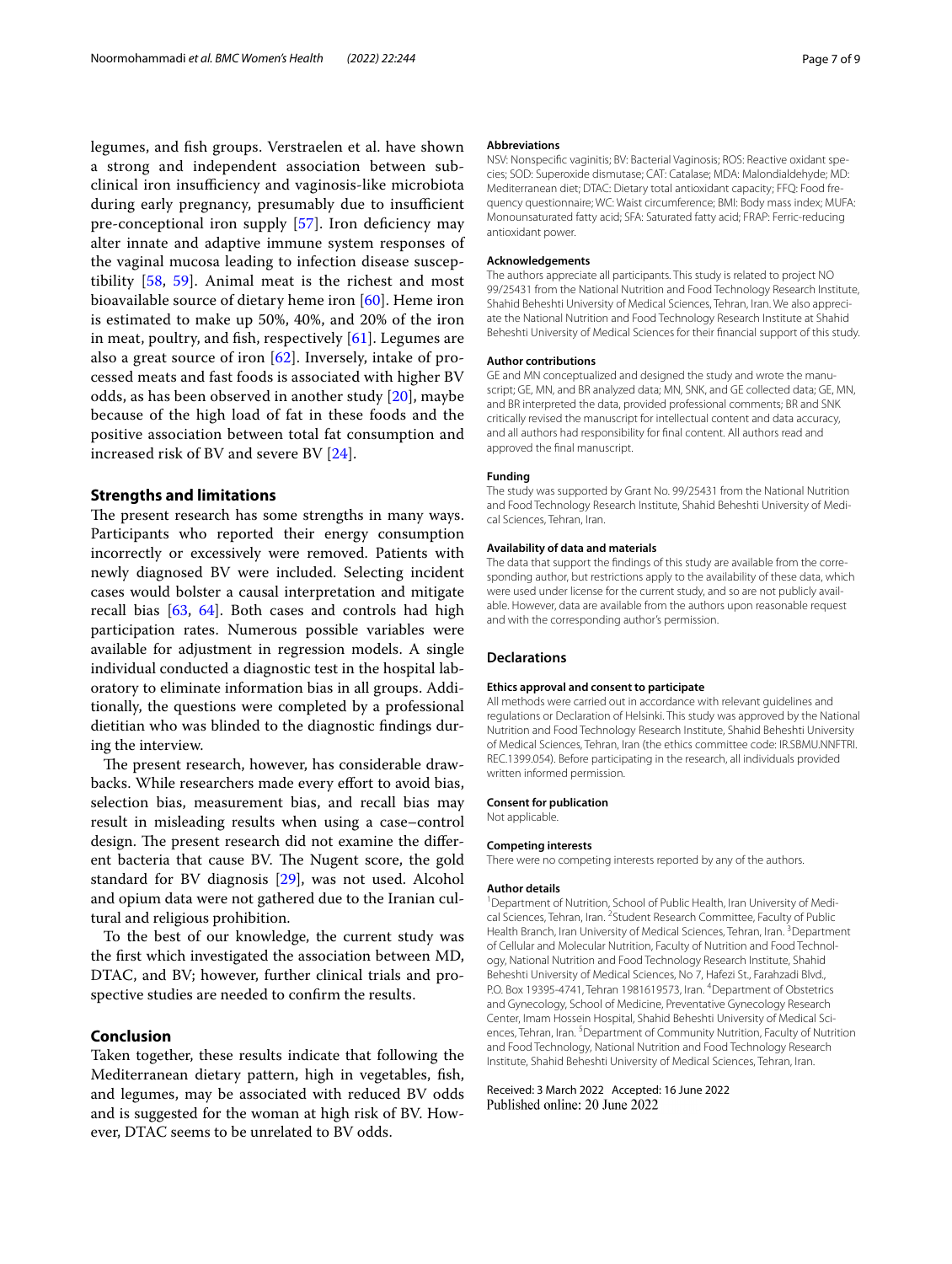legumes, and fish groups. Verstraelen et al. have shown a strong and independent association between subclinical iron insufficiency and vaginosis-like microbiota during early pregnancy, presumably due to insufficient pre-conceptional iron supply [57]. Iron deficiency may alter innate and adaptive immune system responses of the vaginal mucosa leading to infection disease susceptibility [58, 59]. Animal meat is the richest and most bioavailable source of dietary heme iron [60]. Heme iron is estimated to make up 50%, 40%, and 20% of the iron in meat, poultry, and fish, respectively [61]. Legumes are also a great source of iron [62]. Inversely, intake of processed meats and fast foods is associated with higher BV odds, as has been observed in another study [20], maybe because of the high load of fat in these foods and the positive association between total fat consumption and increased risk of BV and severe BV [24].

## Strengths and limitations

The present research has some strengths in many ways. Participants who reported their energy consumption incorrectly or excessively were removed. Patients with newly diagnosed BV were included. Selecting incident cases would bolster a causal interpretation and mitigate recall bias [63, 64]. Both cases and controls had high participation rates. Numerous possible variables were available for adjustment in regression models. A single individual conducted a diagnostic test in the hospital laboratory to eliminate information bias in all groups. Additionally, the questions were completed by a professional dietitian who was blinded to the diagnostic findings during the interview.

The present research, however, has considerable drawbacks. While researchers made every effort to avoid bias, selection bias, measurement bias, and recall bias may result in misleading results when using a case–control design. The present research did not examine the different bacteria that cause BV. The Nugent score, the gold standard for BV diagnosis [29], was not used. Alcohol and opium data were not gathered due to the Iranian cultural and religious prohibition.

To the best of our knowledge, the current study was the first which investigated the association between MD, DTAC, and BV; however, further clinical trials and prospective studies are needed to confirm the results.

## Conclusion

Taken together, these results indicate that following the Mediterranean dietary pattern, high in vegetables, fish, and legumes, may be associated with reduced BV odds and is suggested for the woman at high risk of BV. However, DTAC seems to be unrelated to BV odds.

#### Abbreviations

NSV: Nonspecific vaginitis; BV: Bacterial Vaginosis; ROS: Reactive oxidant species; SOD: Superoxide dismutase; CAT: Catalase; MDA: Malondialdehyde; MD: Mediterranean diet; DTAC: Dietary total antioxidant capacity; FFQ: Food frequency questionnaire; WC: Waist circumference; BMI: Body mass index; MUFA: Monounsaturated fatty acid; SFA: Saturated fatty acid; FRAP: Ferric-reducing antioxidant power.

#### Acknowledgements

The authors appreciate all participants. This study is related to project NO 99/25431 from the National Nutrition and Food Technology Research Institute, Shahid Beheshti University of Medical Sciences, Tehran, Iran. We also appreciate the National Nutrition and Food Technology Research Institute at Shahid Beheshti University of Medical Sciences for their financial support of this study.

#### Author contributions

GE and MN conceptualized and designed the study and wrote the manuscript; GE, MN, and BR analyzed data; MN, SNK, and GE collected data; GE, MN, and BR interpreted the data, provided professional comments; BR and SNK critically revised the manuscript for intellectual content and data accuracy, and all authors had responsibility for final content. All authors read and approved the final manuscript.

#### Funding

The study was supported by Grant No. 99/25431 from the National Nutrition and Food Technology Research Institute, Shahid Beheshti University of Medical Sciences, Tehran, Iran.

#### Availability of data and materials

The data that support the findings of this study are available from the corresponding author, but restrictions apply to the availability of these data, which were used under license for the current study, and so are not publicly available. However, data are available from the authors upon reasonable request and with the corresponding author's permission.

## Declarations

#### Ethics approval and consent to participate

All methods were carried out in accordance with relevant guidelines and regulations or Declaration of Helsinki. This study was approved by the National Nutrition and Food Technology Research Institute, Shahid Beheshti University of Medical Sciences, Tehran, Iran (the ethics committee code: IR.SBMU.NNFTRI.REC.1399.054). Before participating in the research, all individuals provided written informed permission.

#### Consent for publication

Not applicable.

#### Competing interests

There were no competing interests reported by any of the authors.

#### Author details

[1]Department of Nutrition, School of Public Health, Iran University of Medical Sciences, Tehran, Iran. [2]Student Research Committee, Faculty of Public Health Branch, Iran University of Medical Sciences, Tehran, Iran. [3]Department of Cellular and Molecular Nutrition, Faculty of Nutrition and Food Technology, National Nutrition and Food Technology Research Institute, Shahid Beheshti University of Medical Sciences, No 7, Hafezi St., Farahzadi Blvd., P.O. Box 19395-4741, Tehran 1981619573, Iran. [4]Department of Obstetrics and Gynecology, School of Medicine, Preventative Gynecology Research Center, Imam Hossein Hospital, Shahid Beheshti University of Medical Sciences, Tehran, Iran. [5]Department of Community Nutrition, Faculty of Nutrition and Food Technology, National Nutrition and Food Technology Research Institute, Shahid Beheshti University of Medical Sciences, Tehran, Iran.

Received: 3 March 2022 Accepted: 16 June 2022
Published online: 20 June 2022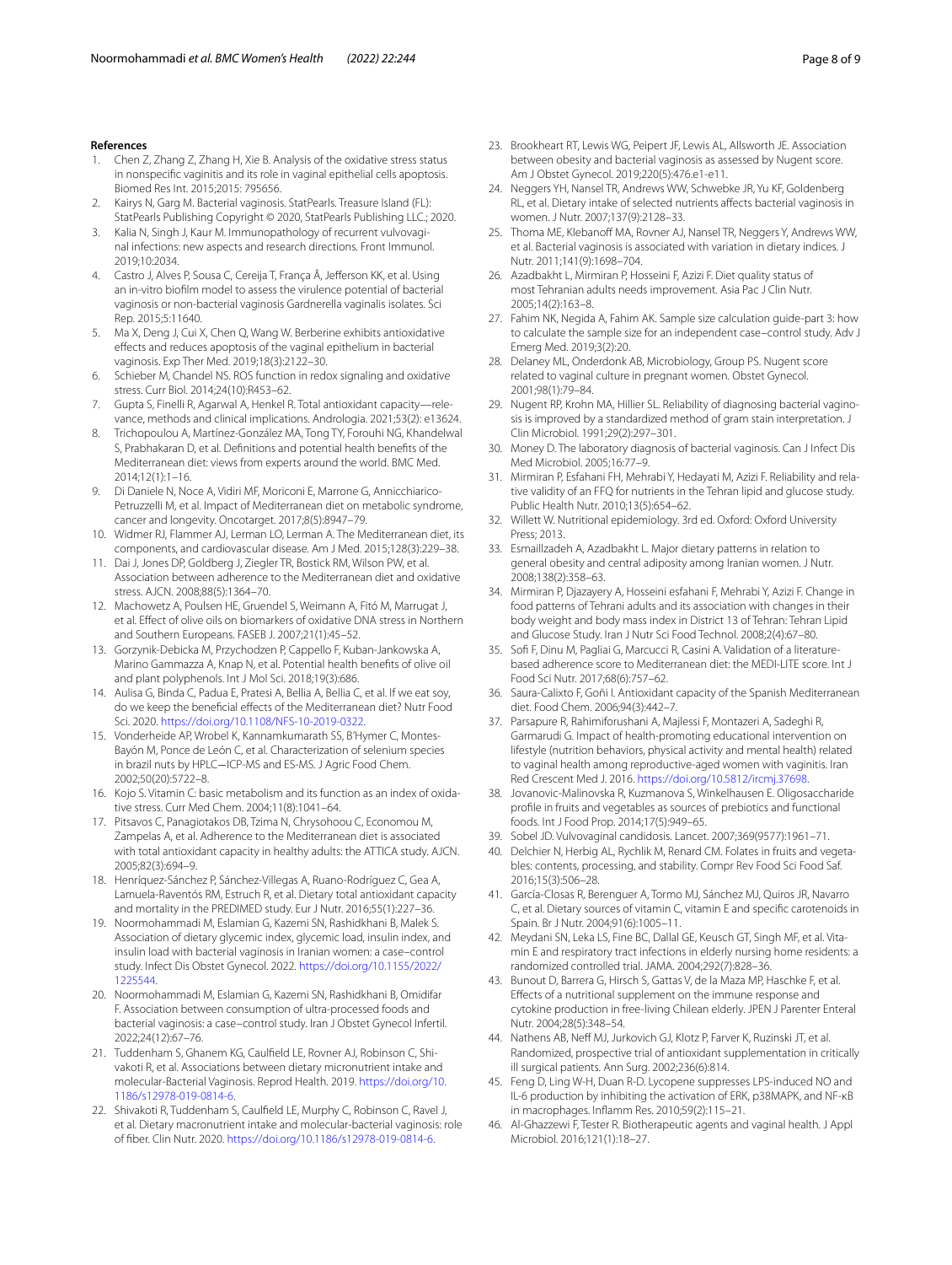## References

1. Chen Z, Zhang Z, Zhang H, Xie B. Analysis of the oxidative stress status in nonspecific vaginitis and its role in vaginal epithelial cells apoptosis. Biomed Res Int. 2015;2015: 795656.
2. Kairys N, Garg M. Bacterial vaginosis. StatPearls. Treasure Island (FL): StatPearls Publishing Copyright © 2020, StatPearls Publishing LLC.; 2020.
3. Kalia N, Singh J, Kaur M. Immunopathology of recurrent vulvovaginal infections: new aspects and research directions. Front Immunol. 2019;10:2034.
4. Castro J, Alves P, Sousa C, Cereija T, França Â, Jefferson KK, et al. Using an in-vitro biofilm model to assess the virulence potential of bacterial vaginosis or non-bacterial vaginosis Gardnerella vaginalis isolates. Sci Rep. 2015;5:11640.
5. Ma X, Deng J, Cui X, Chen Q, Wang W. Berberine exhibits antioxidative effects and reduces apoptosis of the vaginal epithelium in bacterial vaginosis. Exp Ther Med. 2019;18(3):2122–30.
6. Schieber M, Chandel NS. ROS function in redox signaling and oxidative stress. Curr Biol. 2014;24(10):R453–62.
7. Gupta S, Finelli R, Agarwal A, Henkel R. Total antioxidant capacity—relevance, methods and clinical implications. Andrologia. 2021;53(2): e13624.
8. Trichopoulou A, Martínez-González MA, Tong TY, Forouhi NG, Khandelwal S, Prabhakaran D, et al. Definitions and potential health benefits of the Mediterranean diet: views from experts around the world. BMC Med. 2014;12(1):1–16.
9. Di Daniele N, Noce A, Vidiri MF, Moriconi E, Marrone G, Annicchiarico-Petruzzelli M, et al. Impact of Mediterranean diet on metabolic syndrome, cancer and longevity. Oncotarget. 2017;8(5):8947–79.
10. Widmer RJ, Flammer AJ, Lerman LO, Lerman A. The Mediterranean diet, its components, and cardiovascular disease. Am J Med. 2015;128(3):229–38.
11. Dai J, Jones DP, Goldberg J, Ziegler TR, Bostick RM, Wilson PW, et al. Association between adherence to the Mediterranean diet and oxidative stress. AJCN. 2008;88(5):1364–70.
12. Machowetz A, Poulsen HE, Gruendel S, Weimann A, Fitó M, Marrugat J, et al. Effect of olive oils on biomarkers of oxidative DNA stress in Northern and Southern Europeans. FASEB J. 2007;21(1):45–52.
13. Gorzynik-Debicka M, Przychodzen P, Cappello F, Kuban-Jankowska A, Marino Gammazza A, Knap N, et al. Potential health benefits of olive oil and plant polyphenols. Int J Mol Sci. 2018;19(3):686.
14. Aulisa G, Binda C, Padua E, Pratesi A, Bellia A, Bellia C, et al. If we eat soy, do we keep the beneficial effects of the Mediterranean diet? Nutr Food Sci. 2020. https://doi.org/10.1108/NFS-10-2019-0322.
15. Vonderheide AP, Wrobel K, Kannamkumarath SS, B'Hymer C, Montes-Bayón M, Ponce de León C, et al. Characterization of selenium species in brazil nuts by HPLC−ICP-MS and ES-MS. J Agric Food Chem. 2002;50(20):5722–8.
16. Kojo S. Vitamin C: basic metabolism and its function as an index of oxidative stress. Curr Med Chem. 2004;11(8):1041–64.
17. Pitsavos C, Panagiotakos DB, Tzima N, Chrysohoou C, Economou M, Zampelas A, et al. Adherence to the Mediterranean diet is associated with total antioxidant capacity in healthy adults: the ATTICA study. AJCN. 2005;82(3):694–9.
18. Henríquez-Sánchez P, Sánchez-Villegas A, Ruano-Rodríguez C, Gea A, Lamuela-Raventós RM, Estruch R, et al. Dietary total antioxidant capacity and mortality in the PREDIMED study. Eur J Nutr. 2016;55(1):227–36.
19. Noormohammadi M, Eslamian G, Kazemi SN, Rashidkhani B, Malek S. Association of dietary glycemic index, glycemic load, insulin index, and insulin load with bacterial vaginosis in Iranian women: a case–control study. Infect Dis Obstet Gynecol. 2022. https://doi.org/10.1155/2022/1225544.
20. Noormohammadi M, Eslamian G, Kazemi SN, Rashidkhani B, Omidifar F. Association between consumption of ultra-processed foods and bacterial vaginosis: a case–control study. Iran J Obstet Gynecol Infertil. 2022;24(12):67–76.
21. Tuddenham S, Ghanem KG, Caulfield LE, Rovner AJ, Robinson C, Shivakoti R, et al. Associations between dietary micronutrient intake and molecular-Bacterial Vaginosis. Reprod Health. 2019. https://doi.org/10.1186/s12978-019-0814-6.
22. Shivakoti R, Tuddenham S, Caulfield LE, Murphy C, Robinson C, Ravel J, et al. Dietary macronutrient intake and molecular-bacterial vaginosis: role of fiber. Clin Nutr. 2020. https://doi.org/10.1186/s12978-019-0814-6.
23. Brookheart RT, Lewis WG, Peipert JF, Lewis AL, Allsworth JE. Association between obesity and bacterial vaginosis as assessed by Nugent score. Am J Obstet Gynecol. 2019;220(5):476.e1-e11.
24. Neggers YH, Nansel TR, Andrews WW, Schwebke JR, Yu KF, Goldenberg RL, et al. Dietary intake of selected nutrients affects bacterial vaginosis in women. J Nutr. 2007;137(9):2128–33.
25. Thoma ME, Klebanoff MA, Rovner AJ, Nansel TR, Neggers Y, Andrews WW, et al. Bacterial vaginosis is associated with variation in dietary indices. J Nutr. 2011;141(9):1698–704.
26. Azadbakht L, Mirmiran P, Hosseini F, Azizi F. Diet quality status of most Tehranian adults needs improvement. Asia Pac J Clin Nutr. 2005;14(2):163–8.
27. Fahim NK, Negida A, Fahim AK. Sample size calculation guide-part 3: how to calculate the sample size for an independent case–control study. Adv J Emerg Med. 2019;3(2):20.
28. Delaney ML, Onderdonk AB, Microbiology, Group PS. Nugent score related to vaginal culture in pregnant women. Obstet Gynecol. 2001;98(1):79–84.
29. Nugent RP, Krohn MA, Hillier SL. Reliability of diagnosing bacterial vaginosis is improved by a standardized method of gram stain interpretation. J Clin Microbiol. 1991;29(2):297–301.
30. Money D. The laboratory diagnosis of bacterial vaginosis. Can J Infect Dis Med Microbiol. 2005;16:77–9.
31. Mirmiran P, Esfahani FH, Mehrabi Y, Hedayati M, Azizi F. Reliability and relative validity of an FFQ for nutrients in the Tehran lipid and glucose study. Public Health Nutr. 2010;13(5):654–62.
32. Willett W. Nutritional epidemiology. 3rd ed. Oxford: Oxford University Press; 2013.
33. Esmaillzadeh A, Azadbakht L. Major dietary patterns in relation to general obesity and central adiposity among Iranian women. J Nutr. 2008;138(2):358–63.
34. Mirmiran P, Djazayery A, Hosseini esfahani F, Mehrabi Y, Azizi F. Change in food patterns of Tehrani adults and its association with changes in their body weight and body mass index in District 13 of Tehran: Tehran Lipid and Glucose Study. Iran J Nutr Sci Food Technol. 2008;2(4):67–80.
35. Sofi F, Dinu M, Pagliai G, Marcucci R, Casini A. Validation of a literature-based adherence score to Mediterranean diet: the MEDI-LITE score. Int J Food Sci Nutr. 2017;68(6):757–62.
36. Saura-Calixto F, Goñi I. Antioxidant capacity of the Spanish Mediterranean diet. Food Chem. 2006;94(3):442–7.
37. Parsapure R, Rahimiforushani A, Majlessi F, Montazeri A, Sadeghi R, Garmarudi G. Impact of health-promoting educational intervention on lifestyle (nutrition behaviors, physical activity and mental health) related to vaginal health among reproductive-aged women with vaginitis. Iran Red Crescent Med J. 2016. https://doi.org/10.5812/ircmj.37698.
38. Jovanovic-Malinovska R, Kuzmanova S, Winkelhausen E. Oligosaccharide profile in fruits and vegetables as sources of prebiotics and functional foods. Int J Food Prop. 2014;17(5):949–65.
39. Sobel JD. Vulvovaginal candidosis. Lancet. 2007;369(9577):1961–71.
40. Delchier N, Herbig AL, Rychlik M, Renard CM. Folates in fruits and vegetables: contents, processing, and stability. Compr Rev Food Sci Food Saf. 2016;15(3):506–28.
41. García-Closas R, Berenguer A, Tormo MJ, Sánchez MJ, Quiros JR, Navarro C, et al. Dietary sources of vitamin C, vitamin E and specific carotenoids in Spain. Br J Nutr. 2004;91(6):1005–11.
42. Meydani SN, Leka LS, Fine BC, Dallal GE, Keusch GT, Singh MF, et al. Vitamin E and respiratory tract infections in elderly nursing home residents: a randomized controlled trial. JAMA. 2004;292(7):828–36.
43. Bunout D, Barrera G, Hirsch S, Gattas V, de la Maza MP, Haschke F, et al. Effects of a nutritional supplement on the immune response and cytokine production in free-living Chilean elderly. JPEN J Parenter Enteral Nutr. 2004;28(5):348–54.
44. Nathens AB, Neff MJ, Jurkovich GJ, Klotz P, Farver K, Ruzinski JT, et al. Randomized, prospective trial of antioxidant supplementation in critically ill surgical patients. Ann Surg. 2002;236(6):814.
45. Feng D, Ling W-H, Duan R-D. Lycopene suppresses LPS-induced NO and IL-6 production by inhibiting the activation of ERK, p38MAPK, and NF-κB in macrophages. Inflamm Res. 2010;59(2):115–21.
46. Al-Ghazzewi F, Tester R. Biotherapeutic agents and vaginal health. J Appl Microbiol. 2016;121(1):18–27.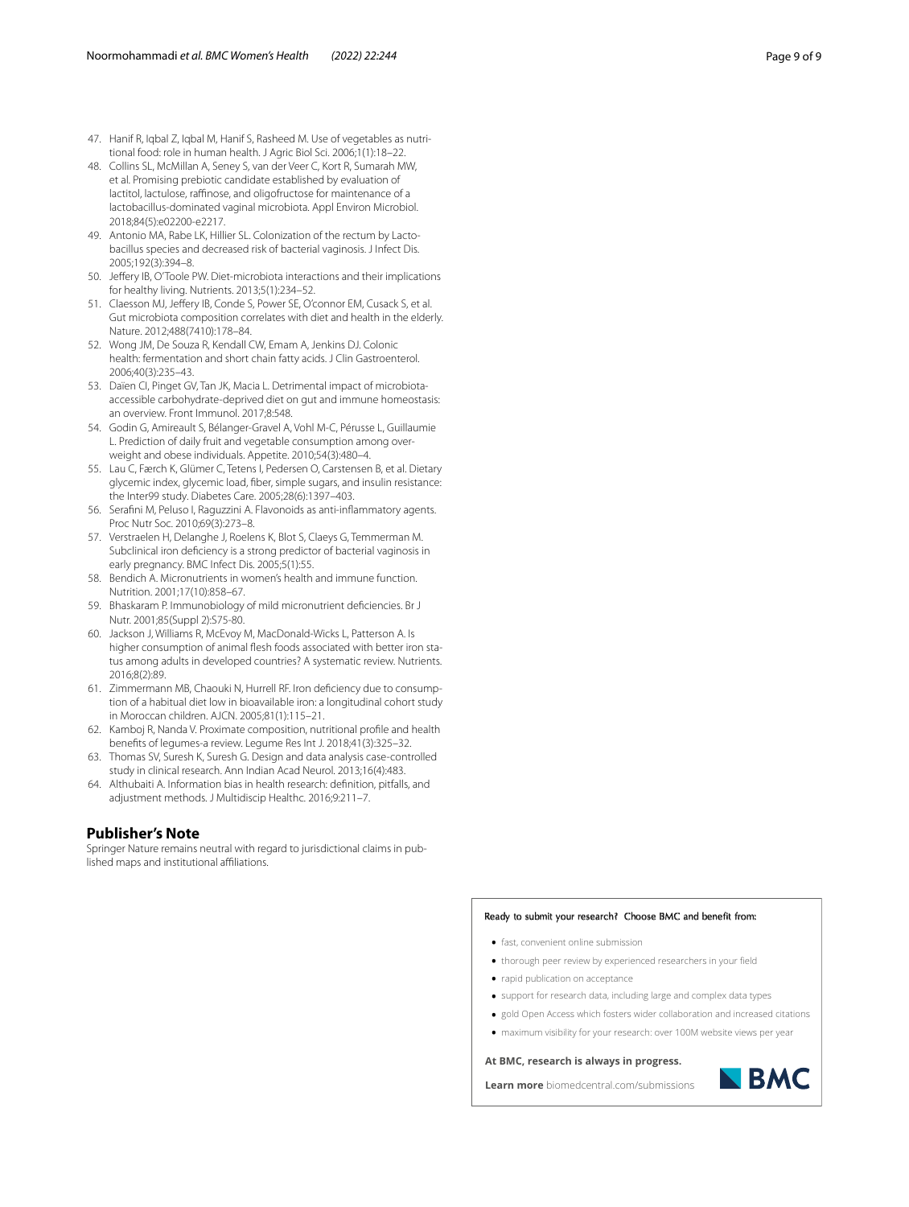47. Hanif R, Iqbal Z, Iqbal M, Hanif S, Rasheed M. Use of vegetables as nutritional food: role in human health. J Agric Biol Sci. 2006;1(1):18–22.
48. Collins SL, McMillan A, Seney S, van der Veer C, Kort R, Sumarah MW, et al. Promising prebiotic candidate established by evaluation of lactitol, lactulose, raffinose, and oligofructose for maintenance of a lactobacillus-dominated vaginal microbiota. Appl Environ Microbiol. 2018;84(5):e02200-e2217.
49. Antonio MA, Rabe LK, Hillier SL. Colonization of the rectum by Lactobacillus species and decreased risk of bacterial vaginosis. J Infect Dis. 2005;192(3):394–8.
50. Jeffery IB, O'Toole PW. Diet-microbiota interactions and their implications for healthy living. Nutrients. 2013;5(1):234–52.
51. Claesson MJ, Jeffery IB, Conde S, Power SE, O'connor EM, Cusack S, et al. Gut microbiota composition correlates with diet and health in the elderly. Nature. 2012;488(7410):178–84.
52. Wong JM, De Souza R, Kendall CW, Emam A, Jenkins DJ. Colonic health: fermentation and short chain fatty acids. J Clin Gastroenterol. 2006;40(3):235–43.
53. Daïen CI, Pinget GV, Tan JK, Macia L. Detrimental impact of microbiota-accessible carbohydrate-deprived diet on gut and immune homeostasis: an overview. Front Immunol. 2017;8:548.
54. Godin G, Amireault S, Bélanger-Gravel A, Vohl M-C, Pérusse L, Guillaumie L. Prediction of daily fruit and vegetable consumption among overweight and obese individuals. Appetite. 2010;54(3):480–4.
55. Lau C, Færch K, Glümer C, Tetens I, Pedersen O, Carstensen B, et al. Dietary glycemic index, glycemic load, fiber, simple sugars, and insulin resistance: the Inter99 study. Diabetes Care. 2005;28(6):1397–403.
56. Serafini M, Peluso I, Raguzzini A. Flavonoids as anti-inflammatory agents. Proc Nutr Soc. 2010;69(3):273–8.
57. Verstraelen H, Delanghe J, Roelens K, Blot S, Claeys G, Temmerman M. Subclinical iron deficiency is a strong predictor of bacterial vaginosis in early pregnancy. BMC Infect Dis. 2005;5(1):55.
58. Bendich A. Micronutrients in women's health and immune function. Nutrition. 2001;17(10):858–67.
59. Bhaskaram P. Immunobiology of mild micronutrient deficiencies. Br J Nutr. 2001;85(Suppl 2):S75-80.
60. Jackson J, Williams R, McEvoy M, MacDonald-Wicks L, Patterson A. Is higher consumption of animal flesh foods associated with better iron status among adults in developed countries? A systematic review. Nutrients. 2016;8(2):89.
61. Zimmermann MB, Chaouki N, Hurrell RF. Iron deficiency due to consumption of a habitual diet low in bioavailable iron: a longitudinal cohort study in Moroccan children. AJCN. 2005;81(1):115–21.
62. Kamboj R, Nanda V. Proximate composition, nutritional profile and health benefits of legumes-a review. Legume Res Int J. 2018;41(3):325–32.
63. Thomas SV, Suresh K, Suresh G. Design and data analysis case-controlled study in clinical research. Ann Indian Acad Neurol. 2013;16(4):483.
64. Althubaiti A. Information bias in health research: definition, pitfalls, and adjustment methods. J Multidiscip Healthc. 2016;9:211–7.

## Publisher's Note

Springer Nature remains neutral with regard to jurisdictional claims in published maps and institutional affiliations.

Ready to submit your research? Choose BMC and benefit from:

- fast, convenient online submission
- thorough peer review by experienced researchers in your field
- rapid publication on acceptance
- support for research data, including large and complex data types
- gold Open Access which fosters wider collaboration and increased citations
- maximum visibility for your research: over 100M website views per year

**At BMC, research is always in progress.**

**Learn more** biomedcentral.com/submissions